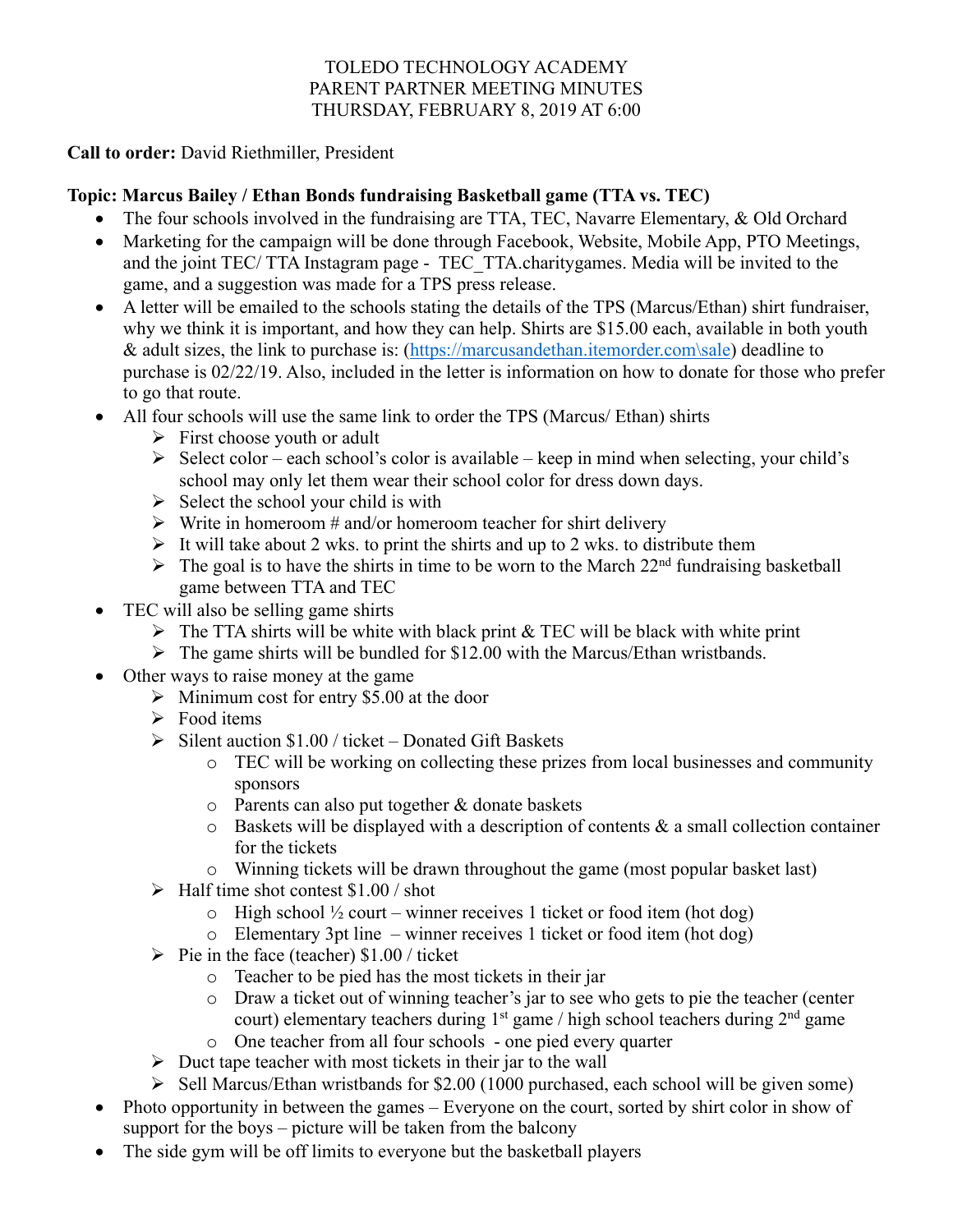TOLEDO TECHNOLOGY ACADEMY
PARENT PARTNER MEETING MINUTES
THURSDAY, FEBRUARY 8, 2019 AT 6:00

**Call to order:** David Riethmiller, President

**Topic: Marcus Bailey / Ethan Bonds fundraising Basketball game (TTA vs. TEC)**

- The four schools involved in the fundraising are TTA, TEC, Navarre Elementary, & Old Orchard
- Marketing for the campaign will be done through Facebook, Website, Mobile App, PTO Meetings, and the joint TEC/ TTA Instagram page - TEC_TTA.charitygames. Media will be invited to the game, and a suggestion was made for a TPS press release.
- A letter will be emailed to the schools stating the details of the TPS (Marcus/Ethan) shirt fundraiser, why we think it is important, and how they can help. Shirts are $15.00 each, available in both youth & adult sizes, the link to purchase is: (https://marcusandethan.itemorder.com\sale) deadline to purchase is 02/22/19. Also, included in the letter is information on how to donate for those who prefer to go that route.
- All four schools will use the same link to order the TPS (Marcus/ Ethan) shirts
  - First choose youth or adult
  - Select color – each school's color is available – keep in mind when selecting, your child's school may only let them wear their school color for dress down days.
  - Select the school your child is with
  - Write in homeroom # and/or homeroom teacher for shirt delivery
  - It will take about 2 wks. to print the shirts and up to 2 wks. to distribute them
  - The goal is to have the shirts in time to be worn to the March 22nd fundraising basketball game between TTA and TEC
- TEC will also be selling game shirts
  - The TTA shirts will be white with black print & TEC will be black with white print
  - The game shirts will be bundled for $12.00 with the Marcus/Ethan wristbands.
- Other ways to raise money at the game
  - Minimum cost for entry $5.00 at the door
  - Food items
  - Silent auction $1.00 / ticket – Donated Gift Baskets
    - TEC will be working on collecting these prizes from local businesses and community sponsors
    - Parents can also put together & donate baskets
    - Baskets will be displayed with a description of contents & a small collection container for the tickets
    - Winning tickets will be drawn throughout the game (most popular basket last)
  - Half time shot contest $1.00 / shot
    - High school ½ court – winner receives 1 ticket or food item (hot dog)
    - Elementary 3pt line – winner receives 1 ticket or food item (hot dog)
  - Pie in the face (teacher) $1.00 / ticket
    - Teacher to be pied has the most tickets in their jar
    - Draw a ticket out of winning teacher's jar to see who gets to pie the teacher (center court) elementary teachers during 1st game / high school teachers during 2nd game
    - One teacher from all four schools - one pied every quarter
  - Duct tape teacher with most tickets in their jar to the wall
  - Sell Marcus/Ethan wristbands for $2.00 (1000 purchased, each school will be given some)
- Photo opportunity in between the games – Everyone on the court, sorted by shirt color in show of support for the boys – picture will be taken from the balcony
- The side gym will be off limits to everyone but the basketball players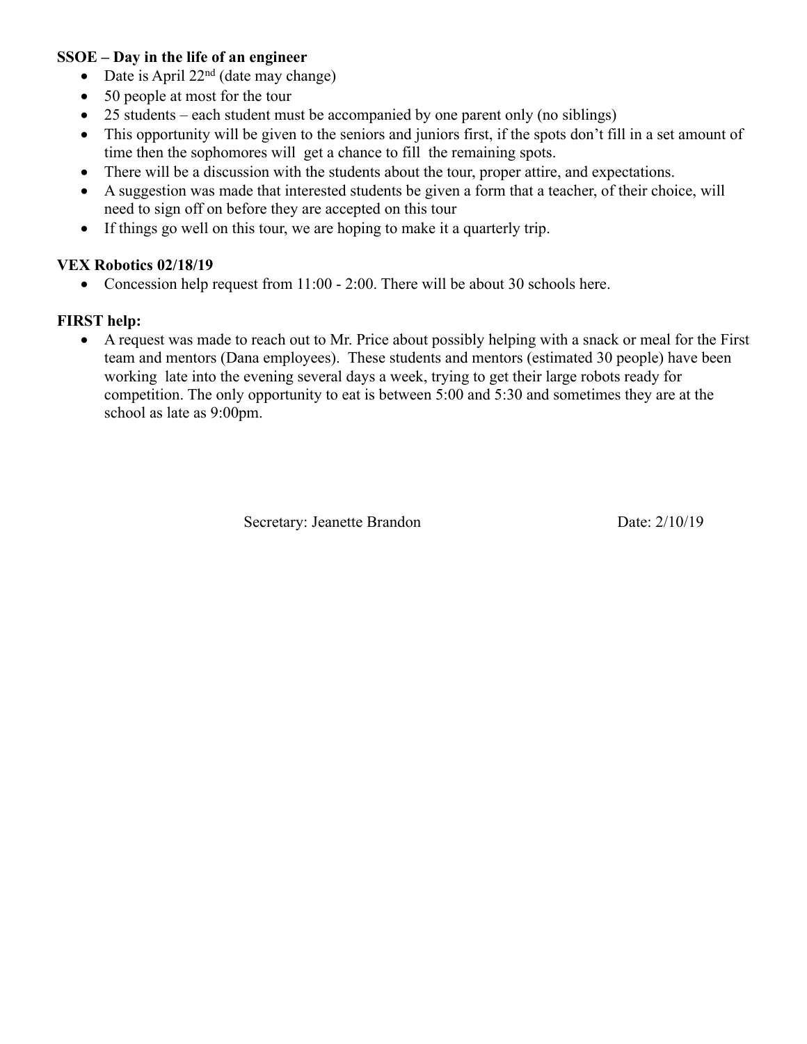**SSOE – Day in the life of an engineer**

- Date is April 22nd (date may change)
- 50 people at most for the tour
- 25 students – each student must be accompanied by one parent only (no siblings)
- This opportunity will be given to the seniors and juniors first, if the spots don't fill in a set amount of time then the sophomores will get a chance to fill the remaining spots.
- There will be a discussion with the students about the tour, proper attire, and expectations.
- A suggestion was made that interested students be given a form that a teacher, of their choice, will need to sign off on before they are accepted on this tour
- If things go well on this tour, we are hoping to make it a quarterly trip.

**VEX Robotics 02/18/19**

- Concession help request from 11:00 - 2:00. There will be about 30 schools here.

**FIRST help:**

- A request was made to reach out to Mr. Price about possibly helping with a snack or meal for the First team and mentors (Dana employees). These students and mentors (estimated 30 people) have been working late into the evening several days a week, trying to get their large robots ready for competition. The only opportunity to eat is between 5:00 and 5:30 and sometimes they are at the school as late as 9:00pm.

Secretary: Jeanette Brandon Date: 2/10/19